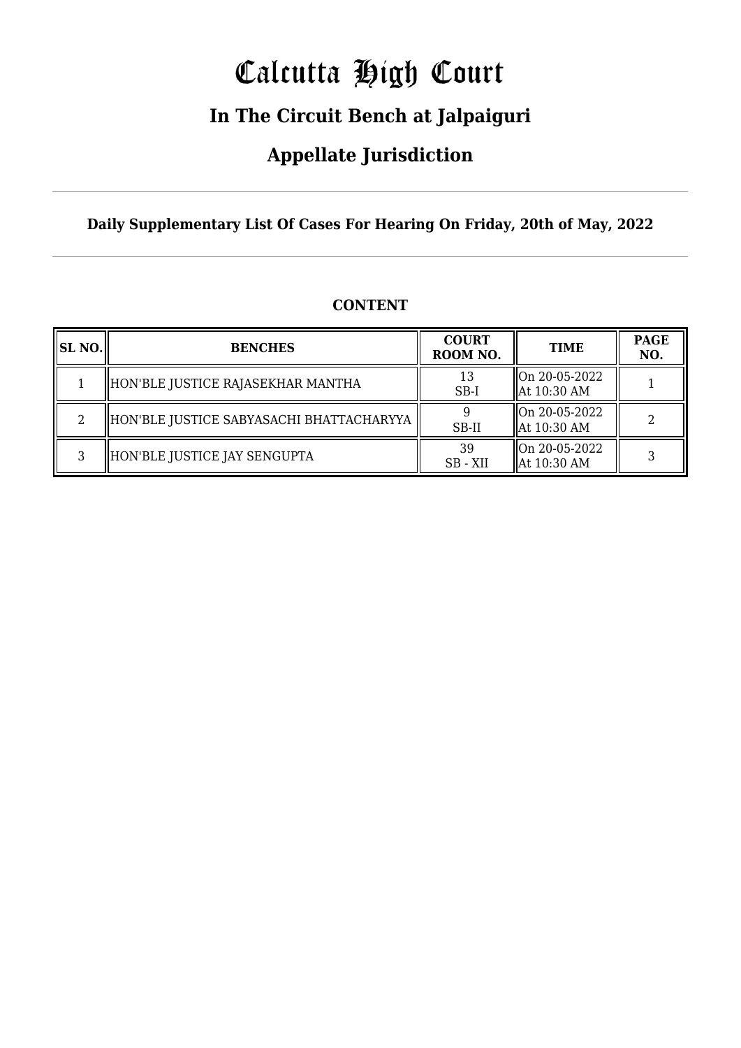# Calcutta High Court

## In The Circuit Bench at Jalpaiguri

## Appellate Jurisdiction

**Daily Supplementary List Of Cases For Hearing On Friday, 20th of May, 2022**

**CONTENT**

| SL NO. | BENCHES | COURT ROOM NO. | TIME | PAGE NO. |
|---|---|---|---|---|
| 1 | HON'BLE JUSTICE RAJASEKHAR MANTHA | 13 SB-I | On 20-05-2022 At 10:30 AM | 1 |
| 2 | HON'BLE JUSTICE SABYASACHI BHATTACHARYYA | 9 SB-II | On 20-05-2022 At 10:30 AM | 2 |
| 3 | HON'BLE JUSTICE JAY SENGUPTA | 39 SB - XII | On 20-05-2022 At 10:30 AM | 3 |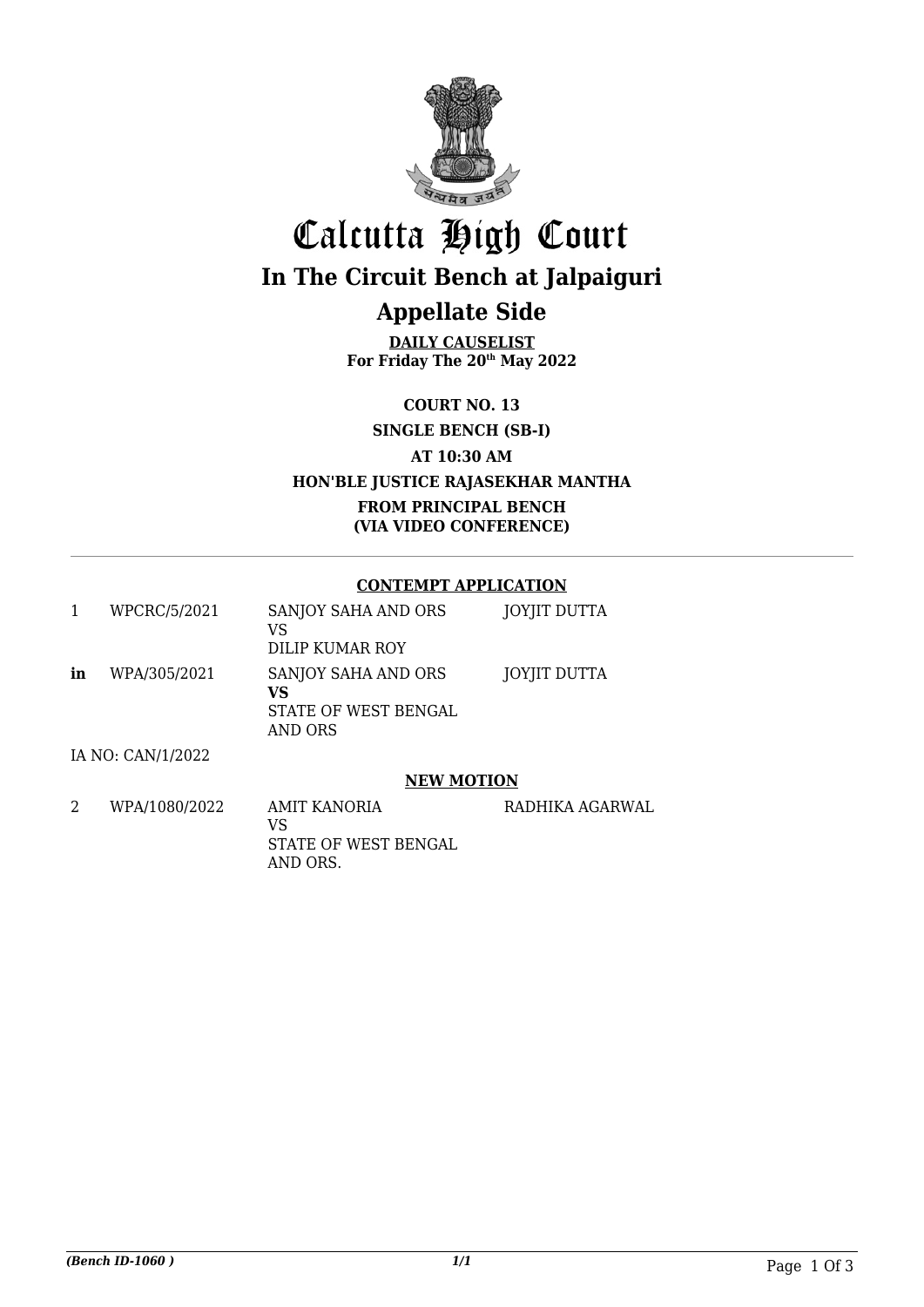# Calcutta High Court

## In The Circuit Bench at Jalpaiguri

## Appellate Side

**DAILY CAUSELIST**
**For Friday The 20th May 2022**

**COURT NO. 13**

**SINGLE BENCH (SB-I)**

**AT 10:30 AM**

**HON'BLE JUSTICE RAJASEKHAR MANTHA**

**FROM PRINCIPAL BENCH**
**(VIA VIDEO CONFERENCE)**

### CONTEMPT APPLICATION

| | | | |
|---|---|---|---|
| 1 | WPCRC/5/2021 | SANJOY SAHA AND ORS VS DILIP KUMAR ROY | JOYJIT DUTTA |
| **in** | WPA/305/2021 | SANJOY SAHA AND ORS **VS** STATE OF WEST BENGAL AND ORS | JOYJIT DUTTA |

IA NO: CAN/1/2022

### NEW MOTION

| | | | |
|---|---|---|---|
| 2 | WPA/1080/2022 | AMIT KANORIA VS STATE OF WEST BENGAL AND ORS. | RADHIKA AGARWAL |

*(Bench ID-1060 )*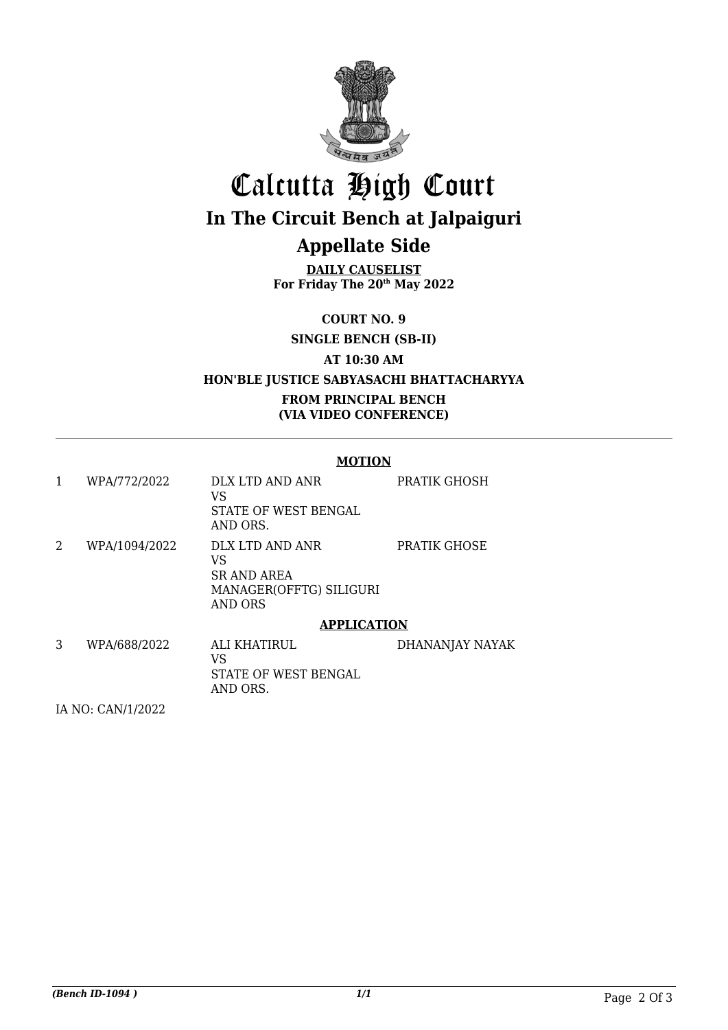# Calcutta High Court

## In The Circuit Bench at Jalpaiguri

## Appellate Side

**DAILY CAUSELIST**
**For Friday The 20th May 2022**

**COURT NO. 9**

**SINGLE BENCH (SB-II)**

**AT 10:30 AM**

**HON'BLE JUSTICE SABYASACHI BHATTACHARYYA**

**FROM PRINCIPAL BENCH**
**(VIA VIDEO CONFERENCE)**

**MOTION**

| | | | |
|---|---|---|---|
| 1 | WPA/772/2022 | DLX LTD AND ANR<br>VS<br>STATE OF WEST BENGAL AND ORS. | PRATIK GHOSH |
| 2 | WPA/1094/2022 | DLX LTD AND ANR<br>VS<br>SR AND AREA MANAGER(OFFTG) SILIGURI AND ORS | PRATIK GHOSE |

**APPLICATION**

| | | | |
|---|---|---|---|
| 3 | WPA/688/2022 | ALI KHATIRUL<br>VS<br>STATE OF WEST BENGAL AND ORS. | DHANANJAY NAYAK |

IA NO: CAN/1/2022

*(Bench ID-1094 )*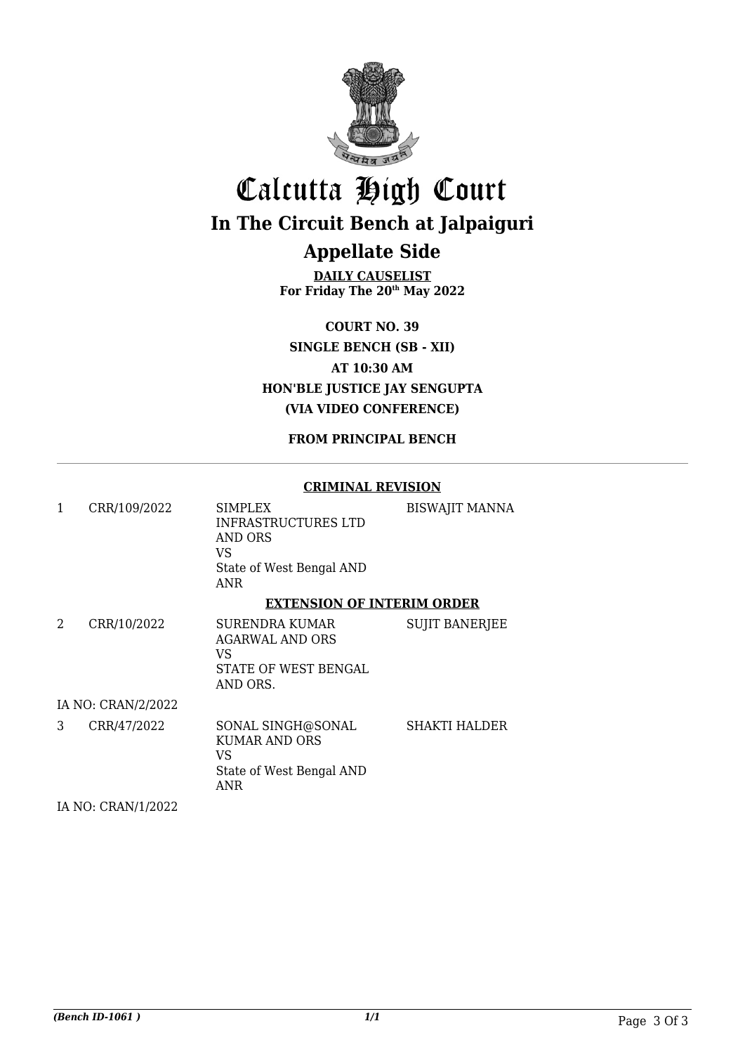# Calcutta High Court

## In The Circuit Bench at Jalpaiguri

## Appellate Side

**DAILY CAUSELIST**
**For Friday The 20th May 2022**

**COURT NO. 39**
**SINGLE BENCH (SB - XII)**
**AT 10:30 AM**
**HON'BLE JUSTICE JAY SENGUPTA**
**(VIA VIDEO CONFERENCE)**

**FROM PRINCIPAL BENCH**

**CRIMINAL REVISION**

| | | | |
|---|---|---|---|
| 1 | CRR/109/2022 | SIMPLEX INFRASTRUCTURES LTD AND ORS VS State of West Bengal AND ANR | BISWAJIT MANNA |

**EXTENSION OF INTERIM ORDER**

| | | | |
|---|---|---|---|
| 2 | CRR/10/2022 | SURENDRA KUMAR AGARWAL AND ORS VS STATE OF WEST BENGAL AND ORS. | SUJIT BANERJEE |
| | IA NO: CRAN/2/2022 | | |
| 3 | CRR/47/2022 | SONAL SINGH@SONAL KUMAR AND ORS VS State of West Bengal AND ANR | SHAKTI HALDER |
| | IA NO: CRAN/1/2022 | | |

*(Bench ID-1061 )*